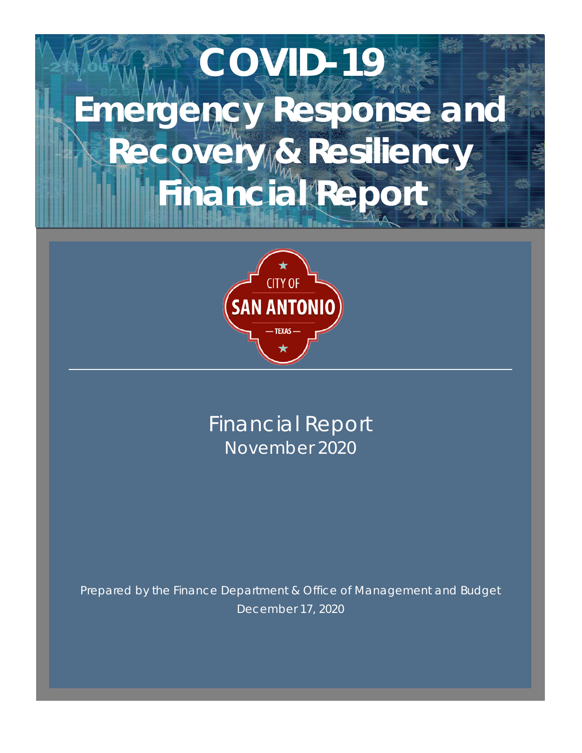# COVID-19 Emergency Response and Recovery & Resiliency Financial Report

CITY OF
SAN ANTONIO
— TEXAS —

## Financial Report
November 2020

Prepared by the Finance Department & Office of Management and Budget
December 17, 2020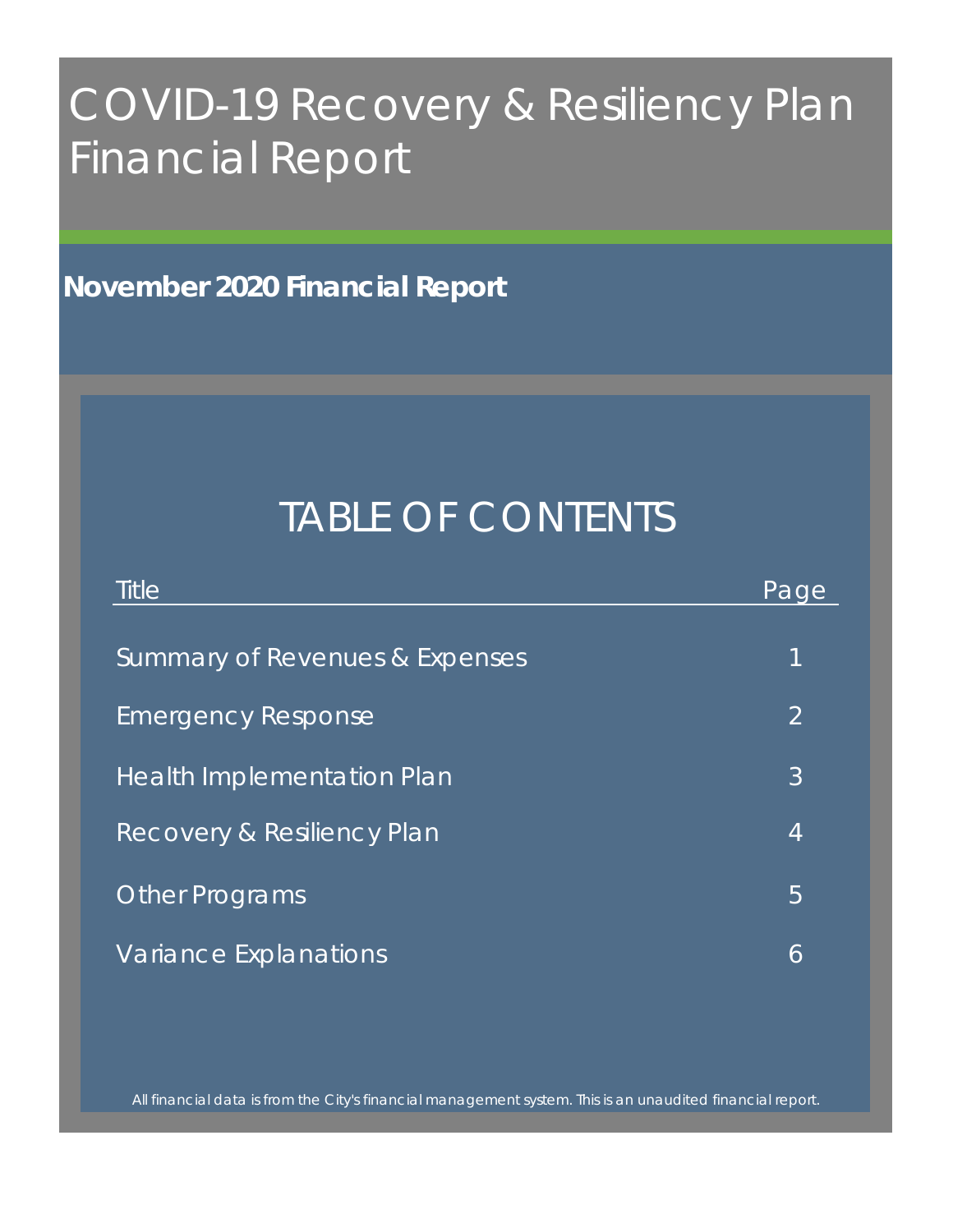# COVID-19 Recovery & Resiliency Plan Financial Report

## November 2020 Financial Report

## TABLE OF CONTENTS

| Title | Page |
| --- | --- |
| Summary of Revenues & Expenses | 1 |
| Emergency Response | 2 |
| Health Implementation Plan | 3 |
| Recovery & Resiliency Plan | 4 |
| Other Programs | 5 |
| Variance Explanations | 6 |

All financial data is from the City's financial management system. This is an unaudited financial report.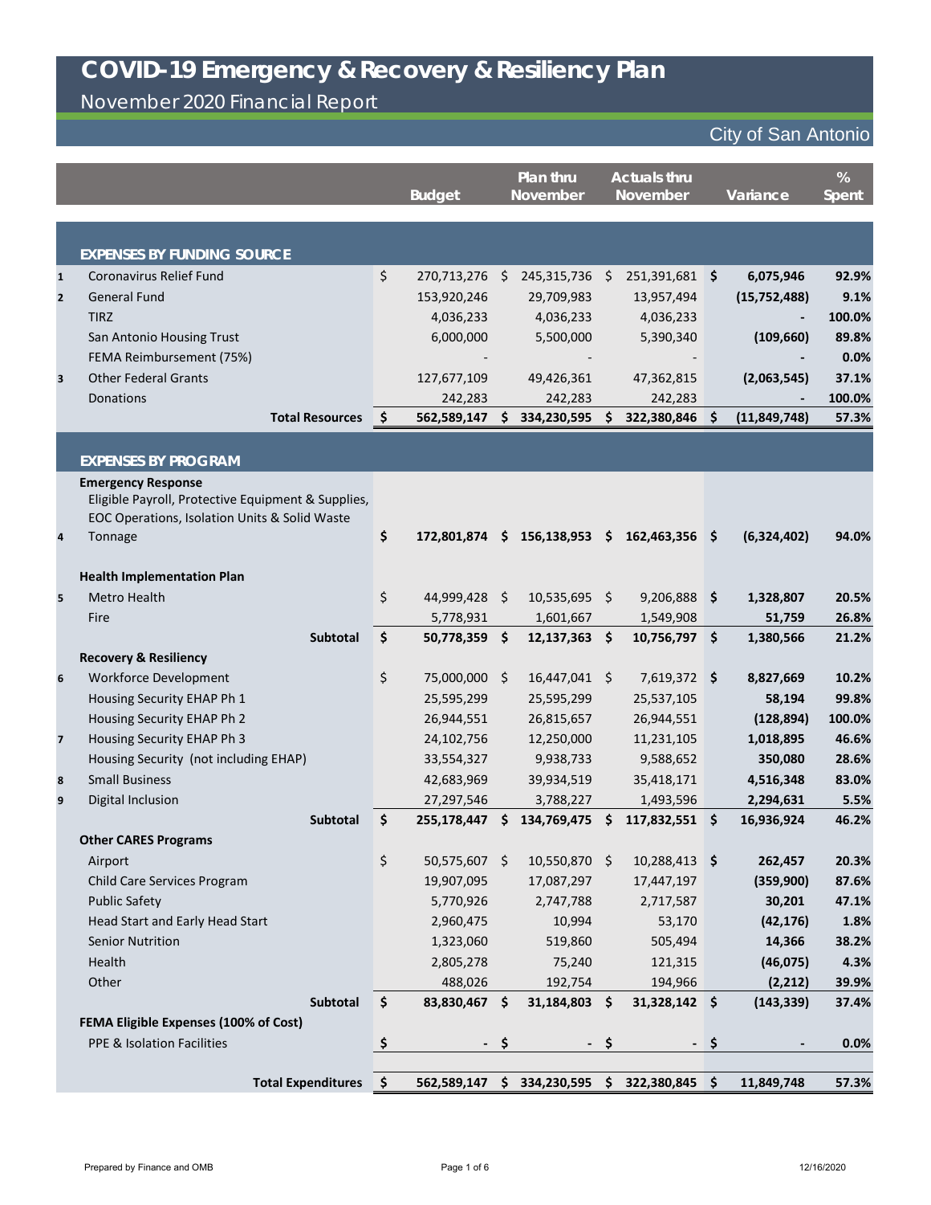# COVID-19 Emergency & Recovery & Resiliency Plan

## November 2020 Financial Report

City of San Antonio

| | | Budget | Plan thru November | Actuals thru November | Variance | % Spent |
|---|---|---|---|---|---|---|
| | **EXPENSES BY FUNDING SOURCE** | | | | | |
| 1 | Coronavirus Relief Fund | $ 270,713,276 | $ 245,315,736 | $ 251,391,681 | **$ 6,075,946** | **92.9%** |
| 2 | General Fund | 153,920,246 | 29,709,983 | 13,957,494 | **(15,752,488)** | **9.1%** |
| | TIRZ | 4,036,233 | 4,036,233 | 4,036,233 | **-** | **100.0%** |
| | San Antonio Housing Trust | 6,000,000 | 5,500,000 | 5,390,340 | **(109,660)** | **89.8%** |
| | FEMA Reimbursement (75%) | - | - | - | **-** | **0.0%** |
| 3 | Other Federal Grants | 127,677,109 | 49,426,361 | 47,362,815 | **(2,063,545)** | **37.1%** |
| | Donations | 242,283 | 242,283 | 242,283 | **-** | **100.0%** |
| | **Total Resources** | **$ 562,589,147** | **$ 334,230,595** | **$ 322,380,846** | **$ (11,849,748)** | **57.3%** |
| | **EXPENSES BY PROGRAM** | | | | | |
| | **Emergency Response** | | | | | |
| 4 | Eligible Payroll, Protective Equipment & Supplies, EOC Operations, Isolation Units & Solid Waste Tonnage | **$ 172,801,874** | **$ 156,138,953** | **$ 162,463,356** | **$ (6,324,402)** | **94.0%** |
| | **Health Implementation Plan** | | | | | |
| 5 | Metro Health | $ 44,999,428 | $ 10,535,695 | $ 9,206,888 | **$ 1,328,807** | **20.5%** |
| | Fire | 5,778,931 | 1,601,667 | 1,549,908 | **51,759** | **26.8%** |
| | **Subtotal** | **$ 50,778,359** | **$ 12,137,363** | **$ 10,756,797** | **$ 1,380,566** | **21.2%** |
| | **Recovery & Resiliency** | | | | | |
| 6 | Workforce Development | $ 75,000,000 | $ 16,447,041 | $ 7,619,372 | **$ 8,827,669** | **10.2%** |
| | Housing Security EHAP Ph 1 | 25,595,299 | 25,595,299 | 25,537,105 | **58,194** | **99.8%** |
| | Housing Security EHAP Ph 2 | 26,944,551 | 26,815,657 | 26,944,551 | **(128,894)** | **100.0%** |
| 7 | Housing Security EHAP Ph 3 | 24,102,756 | 12,250,000 | 11,231,105 | **1,018,895** | **46.6%** |
| | Housing Security (not including EHAP) | 33,554,327 | 9,938,733 | 9,588,652 | **350,080** | **28.6%** |
| 8 | Small Business | 42,683,969 | 39,934,519 | 35,418,171 | **4,516,348** | **83.0%** |
| 9 | Digital Inclusion | 27,297,546 | 3,788,227 | 1,493,596 | **2,294,631** | **5.5%** |
| | **Subtotal** | **$ 255,178,447** | **$ 134,769,475** | **$ 117,832,551** | **$ 16,936,924** | **46.2%** |
| | **Other CARES Programs** | | | | | |
| | Airport | $ 50,575,607 | $ 10,550,870 | $ 10,288,413 | **$ 262,457** | **20.3%** |
| | Child Care Services Program | 19,907,095 | 17,087,297 | 17,447,197 | **(359,900)** | **87.6%** |
| | Public Safety | 5,770,926 | 2,747,788 | 2,717,587 | **30,201** | **47.1%** |
| | Head Start and Early Head Start | 2,960,475 | 10,994 | 53,170 | **(42,176)** | **1.8%** |
| | Senior Nutrition | 1,323,060 | 519,860 | 505,494 | **14,366** | **38.2%** |
| | Health | 2,805,278 | 75,240 | 121,315 | **(46,075)** | **4.3%** |
| | Other | 488,026 | 192,754 | 194,966 | **(2,212)** | **39.9%** |
| | **Subtotal** | **$ 83,830,467** | **$ 31,184,803** | **$ 31,328,142** | **$ (143,339)** | **37.4%** |
| | **FEMA Eligible Expenses (100% of Cost)** | | | | | |
| | PPE & Isolation Facilities | **$ -** | **$ -** | **$ -** | **$ -** | **0.0%** |
| | **Total Expenditures** | **$ 562,589,147** | **$ 334,230,595** | **$ 322,380,845** | **$ 11,849,748** | **57.3%** |

Prepared by Finance and OMB

12/16/2020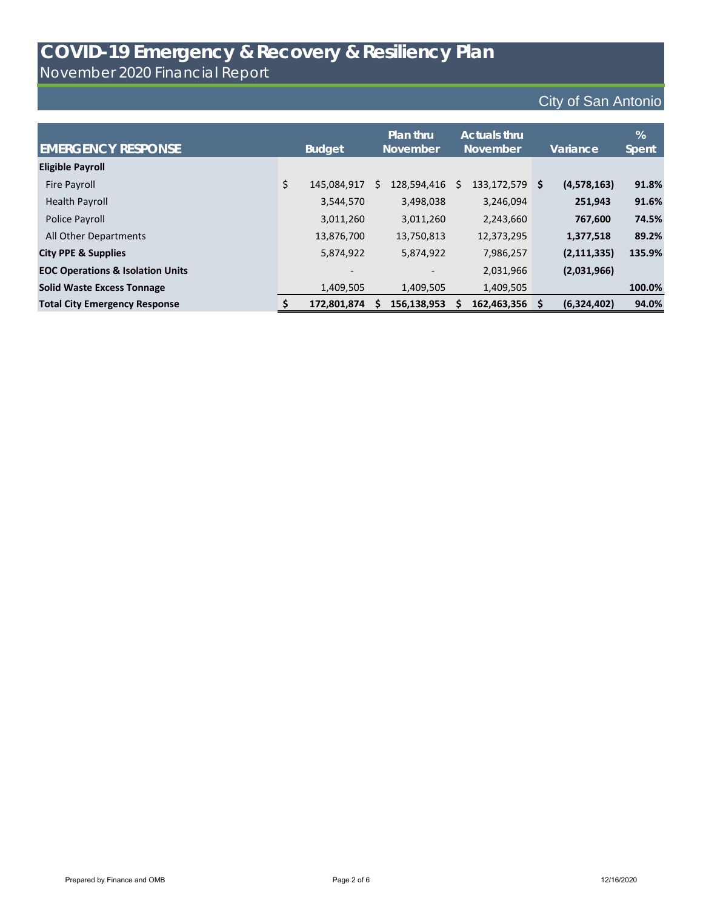# COVID-19 Emergency & Recovery & Resiliency Plan

November 2020 Financial Report

City of San Antonio

| EMERGENCY RESPONSE | Budget | Plan thru November | Actuals thru November | Variance | % Spent |
|---|---|---|---|---|---|
| **Eligible Payroll** | | | | | |
| Fire Payroll | $ 145,084,917 | $ 128,594,416 | $ 133,172,579 | **$ (4,578,163)** | **91.8%** |
| Health Payroll | 3,544,570 | 3,498,038 | 3,246,094 | **251,943** | **91.6%** |
| Police Payroll | 3,011,260 | 3,011,260 | 2,243,660 | **767,600** | **74.5%** |
| All Other Departments | 13,876,700 | 13,750,813 | 12,373,295 | **1,377,518** | **89.2%** |
| **City PPE & Supplies** | 5,874,922 | 5,874,922 | 7,986,257 | **(2,111,335)** | **135.9%** |
| **EOC Operations & Isolation Units** | - | - | 2,031,966 | **(2,031,966)** | |
| **Solid Waste Excess Tonnage** | 1,409,505 | 1,409,505 | 1,409,505 | | **100.0%** |
| **Total City Emergency Response** | **$ 172,801,874** | **$ 156,138,953** | **$ 162,463,356** | **$ (6,324,402)** | **94.0%** |

Prepared by Finance and OMB

12/16/2020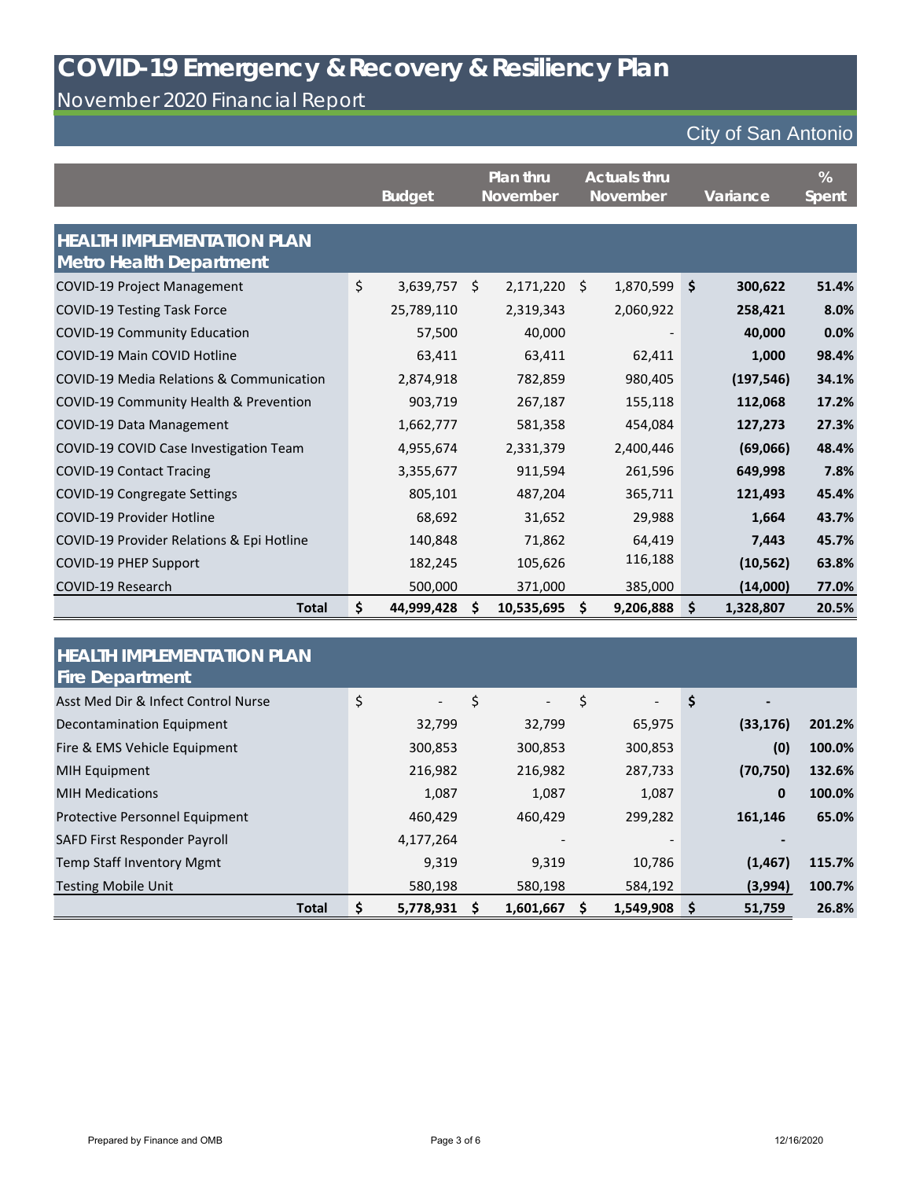# COVID-19 Emergency & Recovery & Resiliency Plan

November 2020 Financial Report

City of San Antonio

| | Budget | Plan thru November | Actuals thru November | Variance | % Spent |
|---|---|---|---|---|---|
| **HEALTH IMPLEMENTATION PLAN Metro Health Department** | | | | | |
| COVID-19 Project Management | $ 3,639,757 | $ 2,171,220 | $ 1,870,599 | **$ 300,622** | **51.4%** |
| COVID-19 Testing Task Force | 25,789,110 | 2,319,343 | 2,060,922 | **258,421** | **8.0%** |
| COVID-19 Community Education | 57,500 | 40,000 | - | **40,000** | **0.0%** |
| COVID-19 Main COVID Hotline | 63,411 | 63,411 | 62,411 | **1,000** | **98.4%** |
| COVID-19 Media Relations & Communication | 2,874,918 | 782,859 | 980,405 | **(197,546)** | **34.1%** |
| COVID-19 Community Health & Prevention | 903,719 | 267,187 | 155,118 | **112,068** | **17.2%** |
| COVID-19 Data Management | 1,662,777 | 581,358 | 454,084 | **127,273** | **27.3%** |
| COVID-19 COVID Case Investigation Team | 4,955,674 | 2,331,379 | 2,400,446 | **(69,066)** | **48.4%** |
| COVID-19 Contact Tracing | 3,355,677 | 911,594 | 261,596 | **649,998** | **7.8%** |
| COVID-19 Congregate Settings | 805,101 | 487,204 | 365,711 | **121,493** | **45.4%** |
| COVID-19 Provider Hotline | 68,692 | 31,652 | 29,988 | **1,664** | **43.7%** |
| COVID-19 Provider Relations & Epi Hotline | 140,848 | 71,862 | 64,419 | **7,443** | **45.7%** |
| COVID-19 PHEP Support | 182,245 | 105,626 | 116,188 | **(10,562)** | **63.8%** |
| COVID-19 Research | 500,000 | 371,000 | 385,000 | **(14,000)** | **77.0%** |
| **Total** | **$ 44,999,428** | **$ 10,535,695** | **$ 9,206,888** | **$ 1,328,807** | **20.5%** |

| | Budget | Plan thru November | Actuals thru November | Variance | % Spent |
|---|---|---|---|---|---|
| **HEALTH IMPLEMENTATION PLAN Fire Department** | | | | | |
| Asst Med Dir & Infect Control Nurse | $ - | $ - | $ - | **$ -** | |
| Decontamination Equipment | 32,799 | 32,799 | 65,975 | **(33,176)** | **201.2%** |
| Fire & EMS Vehicle Equipment | 300,853 | 300,853 | 300,853 | **(0)** | **100.0%** |
| MIH Equipment | 216,982 | 216,982 | 287,733 | **(70,750)** | **132.6%** |
| MIH Medications | 1,087 | 1,087 | 1,087 | **0** | **100.0%** |
| Protective Personnel Equipment | 460,429 | 460,429 | 299,282 | **161,146** | **65.0%** |
| SAFD First Responder Payroll | 4,177,264 | - | - | **-** | |
| Temp Staff Inventory Mgmt | 9,319 | 9,319 | 10,786 | **(1,467)** | **115.7%** |
| Testing Mobile Unit | 580,198 | 580,198 | 584,192 | **(3,994)** | **100.7%** |
| **Total** | **$ 5,778,931** | **$ 1,601,667** | **$ 1,549,908** | **$ 51,759** | **26.8%** |

Prepared by Finance and OMB

12/16/2020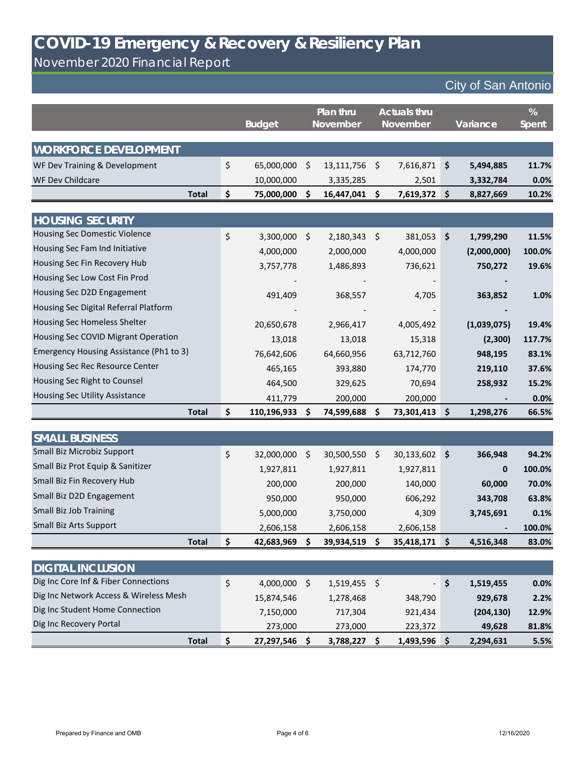# COVID-19 Emergency & Recovery & Resiliency Plan

## November 2020 Financial Report

City of San Antonio

| | Budget | Plan thru November | Actuals thru November | Variance | % Spent |
|---|---|---|---|---|---|
| **WORKFORCE DEVELOPMENT** | | | | | |
| WF Dev Training & Development | $ 65,000,000 | $ 13,111,756 | $ 7,616,871 | **$ 5,494,885** | **11.7%** |
| WF Dev Childcare | 10,000,000 | 3,335,285 | 2,501 | **3,332,784** | **0.0%** |
| **Total** | **$ 75,000,000** | **$ 16,447,041** | **$ 7,619,372** | **$ 8,827,669** | **10.2%** |
| **HOUSING SECURITY** | | | | | |
| Housing Sec Domestic Violence | $ 3,300,000 | $ 2,180,343 | $ 381,053 | **$ 1,799,290** | **11.5%** |
| Housing Sec Fam Ind Initiative | 4,000,000 | 2,000,000 | 4,000,000 | **(2,000,000)** | **100.0%** |
| Housing Sec Fin Recovery Hub | 3,757,778 | 1,486,893 | 736,621 | **750,272** | **19.6%** |
| Housing Sec Low Cost Fin Prod | - | - | - | **-** | |
| Housing Sec D2D Engagement | 491,409 | 368,557 | 4,705 | **363,852** | **1.0%** |
| Housing Sec Digital Referral Platform | - | - | - | **-** | |
| Housing Sec Homeless Shelter | 20,650,678 | 2,966,417 | 4,005,492 | **(1,039,075)** | **19.4%** |
| Housing Sec COVID Migrant Operation | 13,018 | 13,018 | 15,318 | **(2,300)** | **117.7%** |
| Emergency Housing Assistance (Ph1 to 3) | 76,642,606 | 64,660,956 | 63,712,760 | **948,195** | **83.1%** |
| Housing Sec Rec Resource Center | 465,165 | 393,880 | 174,770 | **219,110** | **37.6%** |
| Housing Sec Right to Counsel | 464,500 | 329,625 | 70,694 | **258,932** | **15.2%** |
| Housing Sec Utility Assistance | 411,779 | 200,000 | 200,000 | **-** | **0.0%** |
| **Total** | **$ 110,196,933** | **$ 74,599,688** | **$ 73,301,413** | **$ 1,298,276** | **66.5%** |
| **SMALL BUSINESS** | | | | | |
| Small Biz Microbiz Support | $ 32,000,000 | $ 30,500,550 | $ 30,133,602 | **$ 366,948** | **94.2%** |
| Small Biz Prot Equip & Sanitizer | 1,927,811 | 1,927,811 | 1,927,811 | **0** | **100.0%** |
| Small Biz Fin Recovery Hub | 200,000 | 200,000 | 140,000 | **60,000** | **70.0%** |
| Small Biz D2D Engagement | 950,000 | 950,000 | 606,292 | **343,708** | **63.8%** |
| Small Biz Job Training | 5,000,000 | 3,750,000 | 4,309 | **3,745,691** | **0.1%** |
| Small Biz Arts Support | 2,606,158 | 2,606,158 | 2,606,158 | **-** | **100.0%** |
| **Total** | **$ 42,683,969** | **$ 39,934,519** | **$ 35,418,171** | **$ 4,516,348** | **83.0%** |
| **DIGITAL INCLUSION** | | | | | |
| Dig Inc Core Inf & Fiber Connections | $ 4,000,000 | $ 1,519,455 | $ - | **$ 1,519,455** | **0.0%** |
| Dig Inc Network Access & Wireless Mesh | 15,874,546 | 1,278,468 | 348,790 | **929,678** | **2.2%** |
| Dig Inc Student Home Connection | 7,150,000 | 717,304 | 921,434 | **(204,130)** | **12.9%** |
| Dig Inc Recovery Portal | 273,000 | 273,000 | 223,372 | **49,628** | **81.8%** |
| **Total** | **$ 27,297,546** | **$ 3,788,227** | **$ 1,493,596** | **$ 2,294,631** | **5.5%** |

Prepared by Finance and OMB

12/16/2020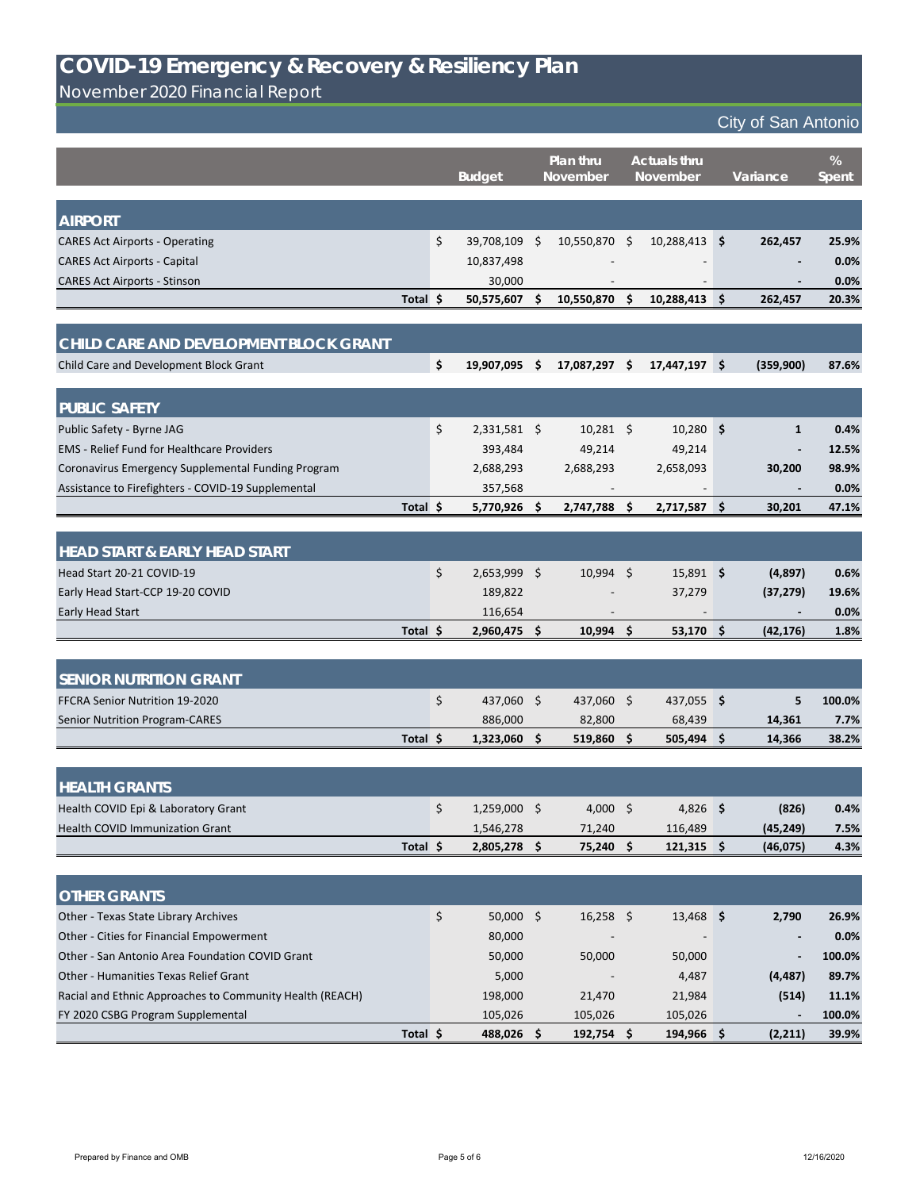# COVID-19 Emergency & Recovery & Resiliency Plan

November 2020 Financial Report

City of San Antonio

| | Budget | Plan thru November | Actuals thru November | Variance | % Spent |
|---|---|---|---|---|---|
| **AIRPORT** | | | | | |
| CARES Act Airports - Operating | $ 39,708,109 | $ 10,550,870 | $ 10,288,413 | **$ 262,457** | **25.9%** |
| CARES Act Airports - Capital | 10,837,498 | - | - | **-** | **0.0%** |
| CARES Act Airports - Stinson | 30,000 | - | - | **-** | **0.0%** |
| **Total** | **$ 50,575,607** | **$ 10,550,870** | **$ 10,288,413** | **$ 262,457** | **20.3%** |
| **CHILD CARE AND DEVELOPMENT BLOCK GRANT** | | | | | |
| Child Care and Development Block Grant | **$ 19,907,095** | **$ 17,087,297** | **$ 17,447,197** | **$ (359,900)** | **87.6%** |
| **PUBLIC SAFETY** | | | | | |
| Public Safety - Byrne JAG | $ 2,331,581 | $ 10,281 | $ 10,280 | **$ 1** | **0.4%** |
| EMS - Relief Fund for Healthcare Providers | 393,484 | 49,214 | 49,214 | **-** | **12.5%** |
| Coronavirus Emergency Supplemental Funding Program | 2,688,293 | 2,688,293 | 2,658,093 | **30,200** | **98.9%** |
| Assistance to Firefighters - COVID-19 Supplemental | 357,568 | - | - | **-** | **0.0%** |
| **Total** | **$ 5,770,926** | **$ 2,747,788** | **$ 2,717,587** | **$ 30,201** | **47.1%** |
| **HEAD START & EARLY HEAD START** | | | | | |
| Head Start 20-21 COVID-19 | $ 2,653,999 | $ 10,994 | $ 15,891 | **$ (4,897)** | **0.6%** |
| Early Head Start-CCP 19-20 COVID | 189,822 | - | 37,279 | **(37,279)** | **19.6%** |
| Early Head Start | 116,654 | - | - | **-** | **0.0%** |
| **Total** | **$ 2,960,475** | **$ 10,994** | **$ 53,170** | **$ (42,176)** | **1.8%** |
| **SENIOR NUTRITION GRANT** | | | | | |
| FFCRA Senior Nutrition 19-2020 | $ 437,060 | $ 437,060 | $ 437,055 | **$ 5** | **100.0%** |
| Senior Nutrition Program-CARES | 886,000 | 82,800 | 68,439 | **14,361** | **7.7%** |
| **Total** | **$ 1,323,060** | **$ 519,860** | **$ 505,494** | **$ 14,366** | **38.2%** |
| **HEALTH GRANTS** | | | | | |
| Health COVID Epi & Laboratory Grant | $ 1,259,000 | $ 4,000 | $ 4,826 | **$ (826)** | **0.4%** |
| Health COVID Immunization Grant | 1,546,278 | 71,240 | 116,489 | **(45,249)** | **7.5%** |
| **Total** | **$ 2,805,278** | **$ 75,240** | **$ 121,315** | **$ (46,075)** | **4.3%** |
| **OTHER GRANTS** | | | | | |
| Other - Texas State Library Archives | $ 50,000 | $ 16,258 | $ 13,468 | **$ 2,790** | **26.9%** |
| Other - Cities for Financial Empowerment | 80,000 | - | - | **-** | **0.0%** |
| Other - San Antonio Area Foundation COVID Grant | 50,000 | 50,000 | 50,000 | **-** | **100.0%** |
| Other - Humanities Texas Relief Grant | 5,000 | - | 4,487 | **(4,487)** | **89.7%** |
| Racial and Ethnic Approaches to Community Health (REACH) | 198,000 | 21,470 | 21,984 | **(514)** | **11.1%** |
| FY 2020 CSBG Program Supplemental | 105,026 | 105,026 | 105,026 | **-** | **100.0%** |
| **Total** | **$ 488,026** | **$ 192,754** | **$ 194,966** | **$ (2,211)** | **39.9%** |

Prepared by Finance and OMB

12/16/2020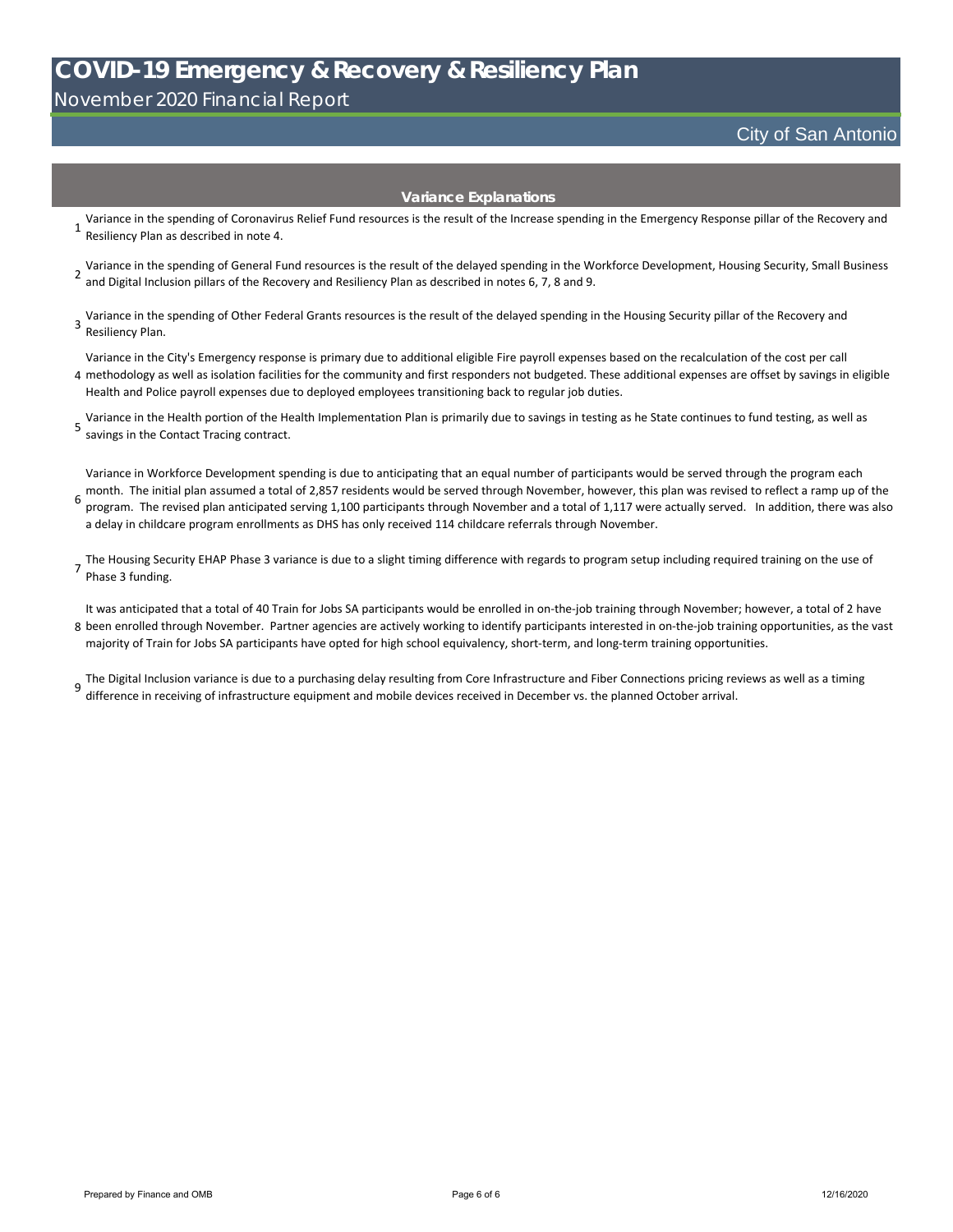# COVID-19 Emergency & Recovery & Resiliency Plan

November 2020 Financial Report

City of San Antonio

## Variance Explanations

1. Variance in the spending of Coronavirus Relief Fund resources is the result of the Increase spending in the Emergency Response pillar of the Recovery and Resiliency Plan as described in note 4.

2. Variance in the spending of General Fund resources is the result of the delayed spending in the Workforce Development, Housing Security, Small Business and Digital Inclusion pillars of the Recovery and Resiliency Plan as described in notes 6, 7, 8 and 9.

3. Variance in the spending of Other Federal Grants resources is the result of the delayed spending in the Housing Security pillar of the Recovery and Resiliency Plan.

4. Variance in the City's Emergency response is primary due to additional eligible Fire payroll expenses based on the recalculation of the cost per call methodology as well as isolation facilities for the community and first responders not budgeted. These additional expenses are offset by savings in eligible Health and Police payroll expenses due to deployed employees transitioning back to regular job duties.

5. Variance in the Health portion of the Health Implementation Plan is primarily due to savings in testing as he State continues to fund testing, as well as savings in the Contact Tracing contract.

6. Variance in Workforce Development spending is due to anticipating that an equal number of participants would be served through the program each month. The initial plan assumed a total of 2,857 residents would be served through November, however, this plan was revised to reflect a ramp up of the program. The revised plan anticipated serving 1,100 participants through November and a total of 1,117 were actually served. In addition, there was also a delay in childcare program enrollments as DHS has only received 114 childcare referrals through November.

7. The Housing Security EHAP Phase 3 variance is due to a slight timing difference with regards to program setup including required training on the use of Phase 3 funding.

8. It was anticipated that a total of 40 Train for Jobs SA participants would be enrolled in on-the-job training through November; however, a total of 2 have been enrolled through November. Partner agencies are actively working to identify participants interested in on-the-job training opportunities, as the vast majority of Train for Jobs SA participants have opted for high school equivalency, short-term, and long-term training opportunities.

9. The Digital Inclusion variance is due to a purchasing delay resulting from Core Infrastructure and Fiber Connections pricing reviews as well as a timing difference in receiving of infrastructure equipment and mobile devices received in December vs. the planned October arrival.

Prepared by Finance and OMB

12/16/2020